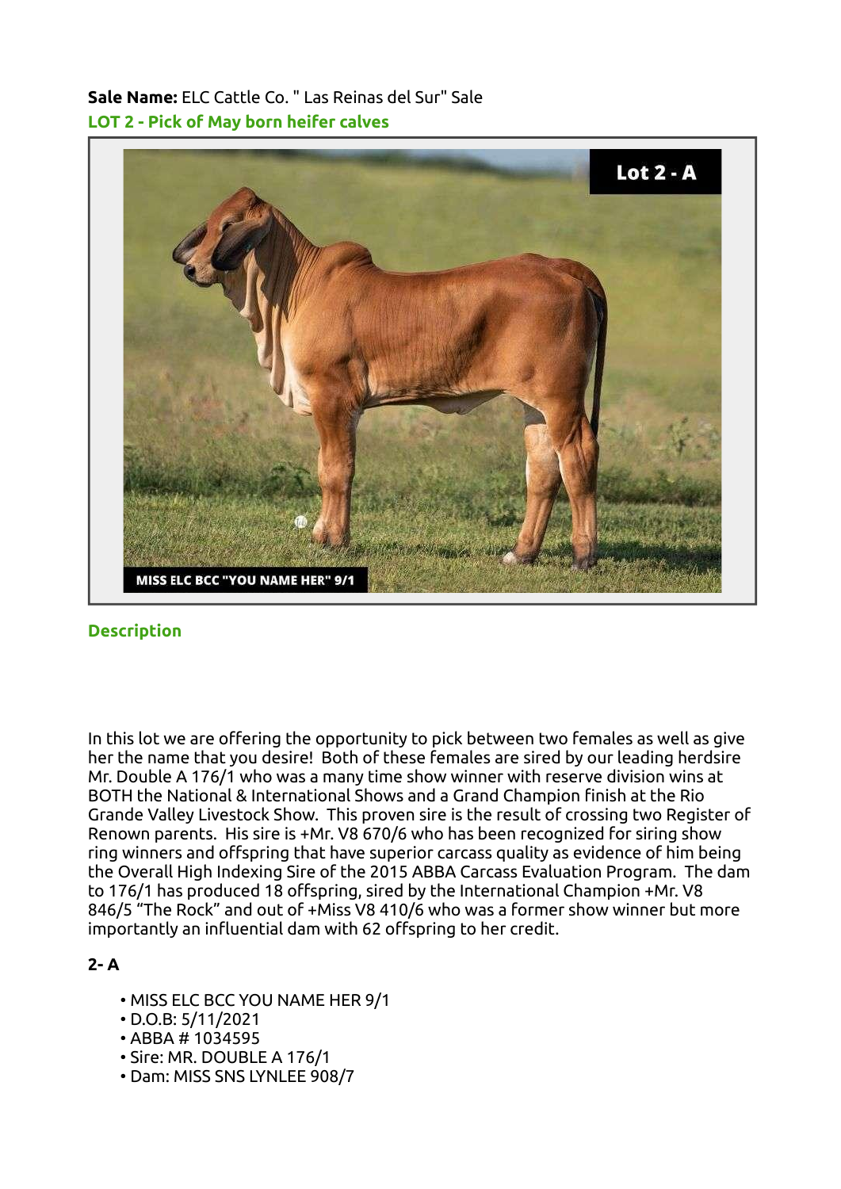**Sale Name:** ELC Cattle Co. " Las Reinas del Sur" Sale

## LOT 2 - Pick of May born heifer calves

### Description

In this lot we are offering the opportunity to pick between two females as well as give her the name that you desire! Both of these females are sired by our leading herdsire Mr. Double A 176/1 who was a many time show winner with reserve division wins at BOTH the National & International Shows and a Grand Champion finish at the Rio Grande Valley Livestock Show. This proven sire is the result of crossing two Register of Renown parents. His sire is +Mr. V8 670/6 who has been recognized for siring show ring winners and offspring that have superior carcass quality as evidence of him being the Overall High Indexing Sire of the 2015 ABBA Carcass Evaluation Program. The dam to 176/1 has produced 18 offspring, sired by the International Champion +Mr. V8 846/5 “The Rock” and out of +Miss V8 410/6 who was a former show winner but more importantly an influential dam with 62 offspring to her credit.

**2- A**

- MISS ELC BCC YOU NAME HER 9/1
- D.O.B: 5/11/2021
- ABBA # 1034595
- Sire: MR. DOUBLE A 176/1
- Dam: MISS SNS LYNLEE 908/7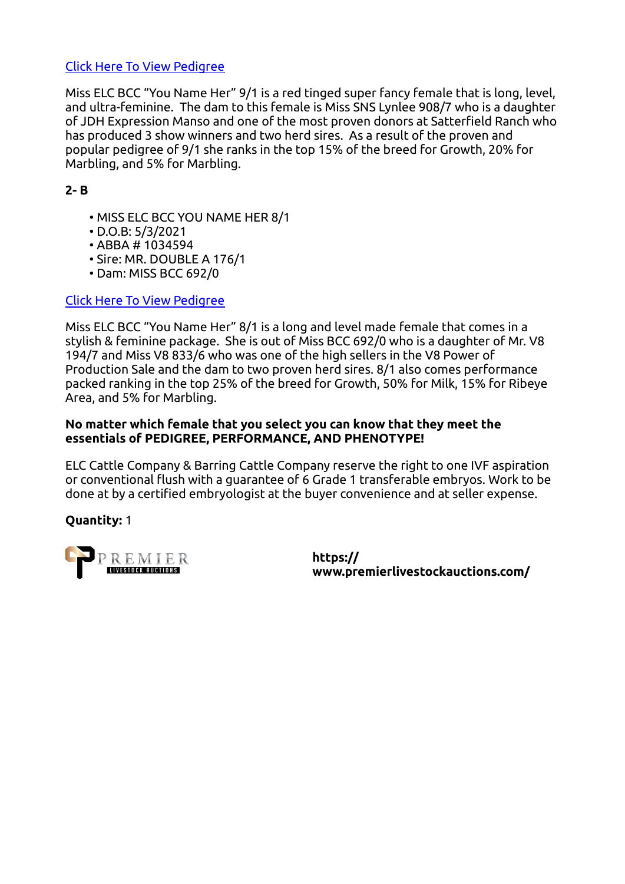[Click Here To View Pedigree]

Miss ELC BCC "You Name Her" 9/1 is a red tinged super fancy female that is long, level, and ultra-feminine. The dam to this female is Miss SNS Lynlee 908/7 who is a daughter of JDH Expression Manso and one of the most proven donors at Satterfield Ranch who has produced 3 show winners and two herd sires. As a result of the proven and popular pedigree of 9/1 she ranks in the top 15% of the breed for Growth, 20% for Marbling, and 5% for Marbling.

**2- B**

- MISS ELC BCC YOU NAME HER 8/1
- D.O.B: 5/3/2021
- ABBA # 1034594
- Sire: MR. DOUBLE A 176/1
- Dam: MISS BCC 692/0

[Click Here To View Pedigree]

Miss ELC BCC "You Name Her" 8/1 is a long and level made female that comes in a stylish & feminine package. She is out of Miss BCC 692/0 who is a daughter of Mr. V8 194/7 and Miss V8 833/6 who was one of the high sellers in the V8 Power of Production Sale and the dam to two proven herd sires. 8/1 also comes performance packed ranking in the top 25% of the breed for Growth, 50% for Milk, 15% for Ribeye Area, and 5% for Marbling.

**No matter which female that you select you can know that they meet the essentials of PEDIGREE, PERFORMANCE, AND PHENOTYPE!**

ELC Cattle Company & Barring Cattle Company reserve the right to one IVF aspiration or conventional flush with a guarantee of 6 Grade 1 transferable embryos. Work to be done at by a certified embryologist at the buyer convenience and at seller expense.

**Quantity:** 1

PREMIER LIVESTOCK AUCTIONS

**https://www.premierlivestockauctions.com/**